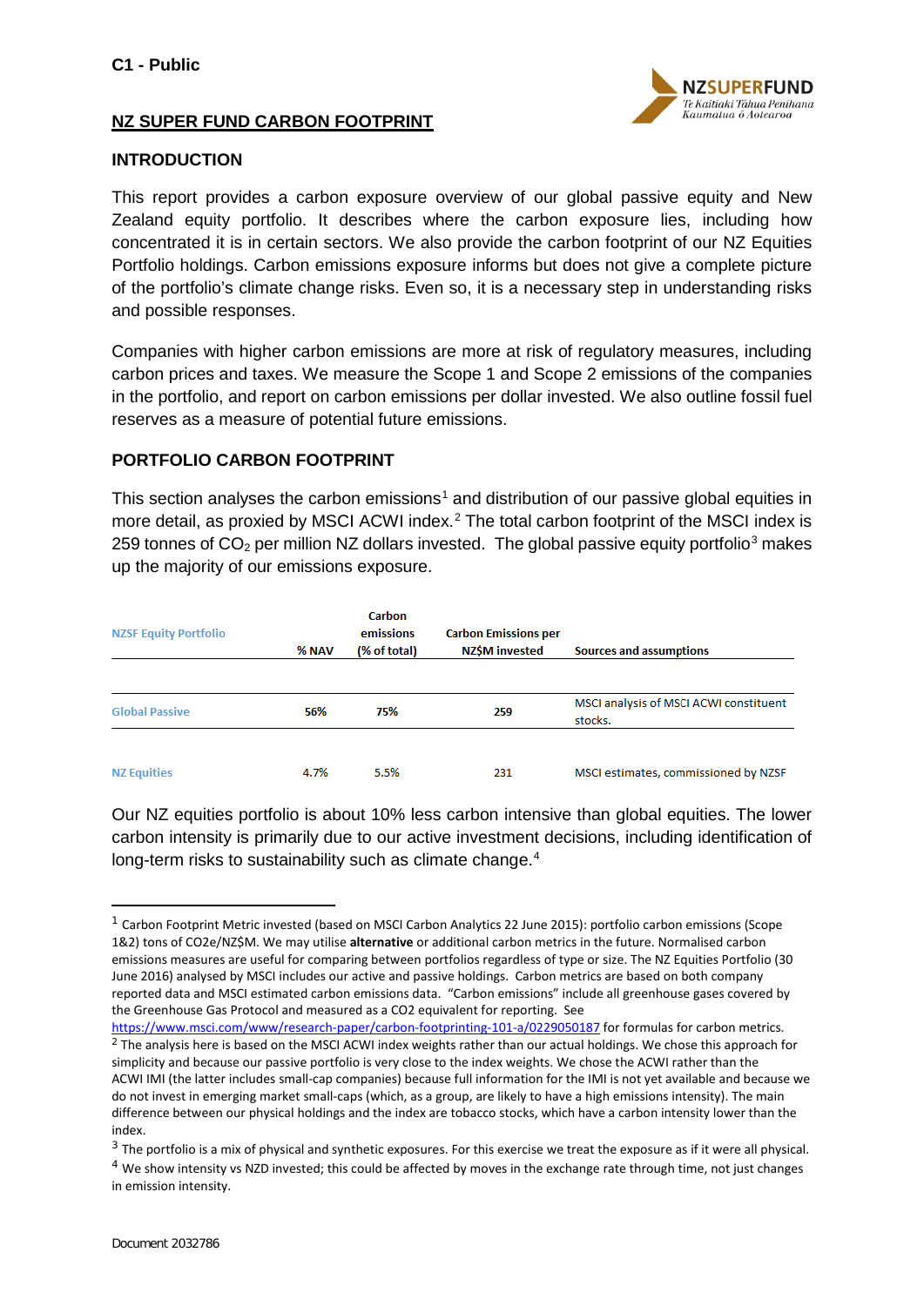C1 - Public

NZSUPERFUND
*Te Kaitiaki Tāhua Penihana Kaumatua ō Aotearoa*

# NZ SUPER FUND CARBON FOOTPRINT

## INTRODUCTION

This report provides a carbon exposure overview of our global passive equity and New Zealand equity portfolio. It describes where the carbon exposure lies, including how concentrated it is in certain sectors. We also provide the carbon footprint of our NZ Equities Portfolio holdings. Carbon emissions exposure informs but does not give a complete picture of the portfolio's climate change risks. Even so, it is a necessary step in understanding risks and possible responses.

Companies with higher carbon emissions are more at risk of regulatory measures, including carbon prices and taxes. We measure the Scope 1 and Scope 2 emissions of the companies in the portfolio, and report on carbon emissions per dollar invested. We also outline fossil fuel reserves as a measure of potential future emissions.

## PORTFOLIO CARBON FOOTPRINT

This section analyses the carbon emissions[1] and distribution of our passive global equities in more detail, as proxied by MSCI ACWI index.[2] The total carbon footprint of the MSCI index is 259 tonnes of $CO_2$ per million NZ dollars invested. The global passive equity portfolio[3] makes up the majority of our emissions exposure.

| NZSF Equity Portfolio | % NAV | Carbon emissions (% of total) | Carbon Emissions per NZ$M invested | Sources and assumptions |
|---|---|---|---|---|
| Global Passive | 56% | 75% | 259 | MSCI analysis of MSCI ACWI constituent stocks. |
| NZ Equities | 4.7% | 5.5% | 231 | MSCI estimates, commissioned by NZSF |

Our NZ equities portfolio is about 10% less carbon intensive than global equities. The lower carbon intensity is primarily due to our active investment decisions, including identification of long-term risks to sustainability such as climate change.[4]

---

[1] Carbon Footprint Metric invested (based on MSCI Carbon Analytics 22 June 2015): portfolio carbon emissions (Scope 1&2) tons of CO2e/NZ$M. We may utilise **alternative** or additional carbon metrics in the future. Normalised carbon emissions measures are useful for comparing between portfolios regardless of type or size. The NZ Equities Portfolio (30 June 2016) analysed by MSCI includes our active and passive holdings. Carbon metrics are based on both company reported data and MSCI estimated carbon emissions data. "Carbon emissions" include all greenhouse gases covered by the Greenhouse Gas Protocol and measured as a CO2 equivalent for reporting. See https://www.msci.com/www/research-paper/carbon-footprinting-101-a/0229050187 for formulas for carbon metrics.

[2] The analysis here is based on the MSCI ACWI index weights rather than our actual holdings. We chose this approach for simplicity and because our passive portfolio is very close to the index weights. We chose the ACWI rather than the ACWI IMI (the latter includes small-cap companies) because full information for the IMI is not yet available and because we do not invest in emerging market small-caps (which, as a group, are likely to have a high emissions intensity). The main difference between our physical holdings and the index are tobacco stocks, which have a carbon intensity lower than the index.

[3] The portfolio is a mix of physical and synthetic exposures. For this exercise we treat the exposure as if it were all physical.

[4] We show intensity vs NZD invested; this could be affected by moves in the exchange rate through time, not just changes in emission intensity.

Document 2032786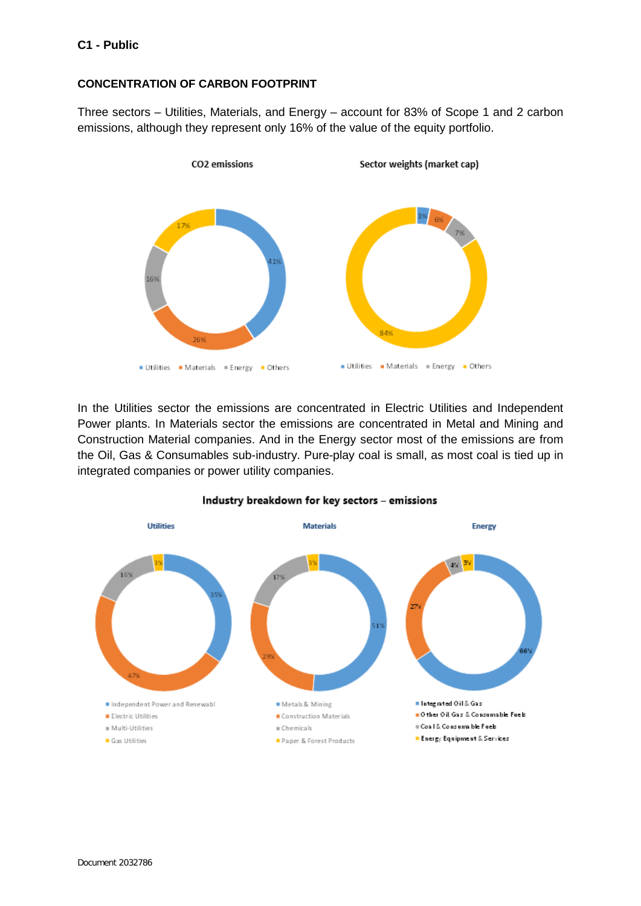C1 - Public

## CONCENTRATION OF CARBON FOOTPRINT

Three sectors – Utilities, Materials, and Energy – account for 83% of Scope 1 and 2 carbon emissions, although they represent only 16% of the value of the equity portfolio.

CO2 emissions

41%
26%
16%
17%

Utilities Materials Energy Others

Sector weights (market cap)

3%
6%
7%
84%

Utilities Materials Energy Others

In the Utilities sector the emissions are concentrated in Electric Utilities and Independent Power plants. In Materials sector the emissions are concentrated in Metal and Mining and Construction Material companies. And in the Energy sector most of the emissions are from the Oil, Gas & Consumables sub-industry. Pure-play coal is small, as most coal is tied up in integrated companies or power utility companies.

Industry breakdown for key sectors – emissions

Utilities

35%
47%
16%
3%

Independent Power and Renewabl
Electric Utilities
Multi-Utilities
Gas Utilities

Materials

51%
29%
17%
3%

Metals & Mining
Construction Materials
Chemicals
Paper & Forest Products

Energy

66%
27%
4%
3%

Integrated Oil & Gas
Other Oil Gas & Consumable Fuels
Coal & Consumable Fuels
Energy Equipment & Services

Document 2032786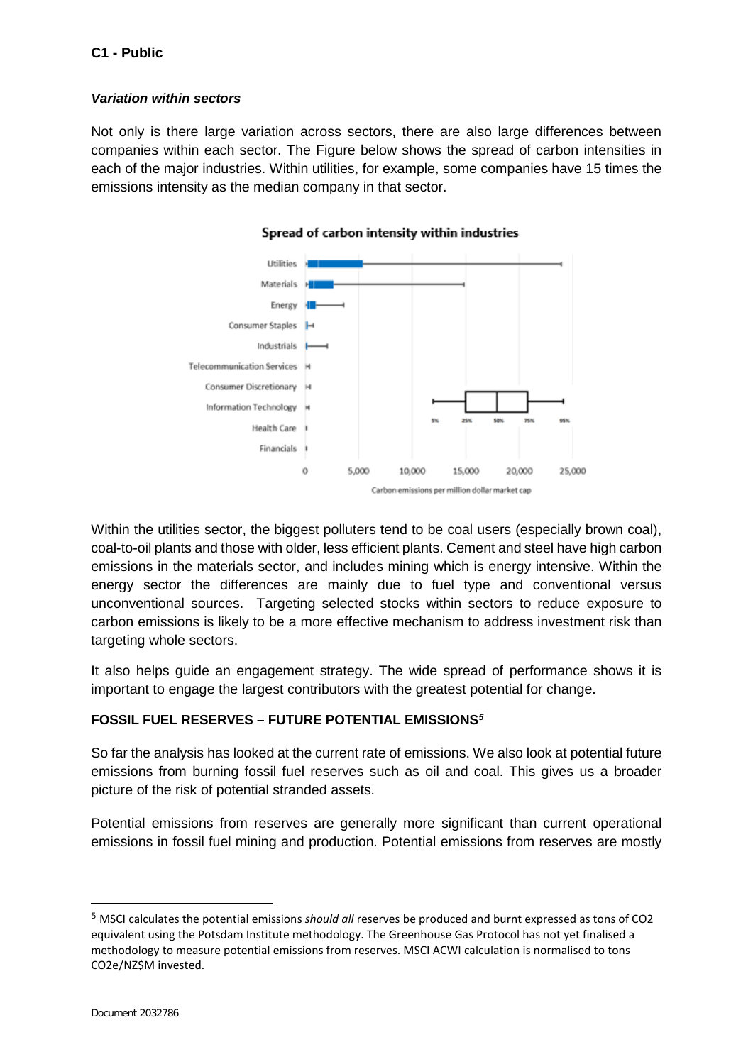### *Variation within sectors*

Not only is there large variation across sectors, there are also large differences between companies within each sector. The Figure below shows the spread of carbon intensities in each of the major industries. Within utilities, for example, some companies have 15 times the emissions intensity as the median company in that sector.

**Spread of carbon intensity within industries**

Utilities
Materials
Energy
Consumer Staples
Industrials
Telecommunication Services
Consumer Discretionary
Information Technology
Health Care
Financials

5% 25% 50% 75% 95%

0 5,000 10,000 15,000 20,000 25,000

Carbon emissions per million dollar market cap

Within the utilities sector, the biggest polluters tend to be coal users (especially brown coal), coal-to-oil plants and those with older, less efficient plants. Cement and steel have high carbon emissions in the materials sector, and includes mining which is energy intensive. Within the energy sector the differences are mainly due to fuel type and conventional versus unconventional sources. Targeting selected stocks within sectors to reduce exposure to carbon emissions is likely to be a more effective mechanism to address investment risk than targeting whole sectors.

It also helps guide an engagement strategy. The wide spread of performance shows it is important to engage the largest contributors with the greatest potential for change.

## FOSSIL FUEL RESERVES – FUTURE POTENTIAL EMISSIONS[5]

So far the analysis has looked at the current rate of emissions. We also look at potential future emissions from burning fossil fuel reserves such as oil and coal. This gives us a broader picture of the risk of potential stranded assets.

Potential emissions from reserves are generally more significant than current operational emissions in fossil fuel mining and production. Potential emissions from reserves are mostly

---

[5] MSCI calculates the potential emissions *should all* reserves be produced and burnt expressed as tons of CO2 equivalent using the Potsdam Institute methodology. The Greenhouse Gas Protocol has not yet finalised a methodology to measure potential emissions from reserves. MSCI ACWI calculation is normalised to tons CO2e/NZ$M invested.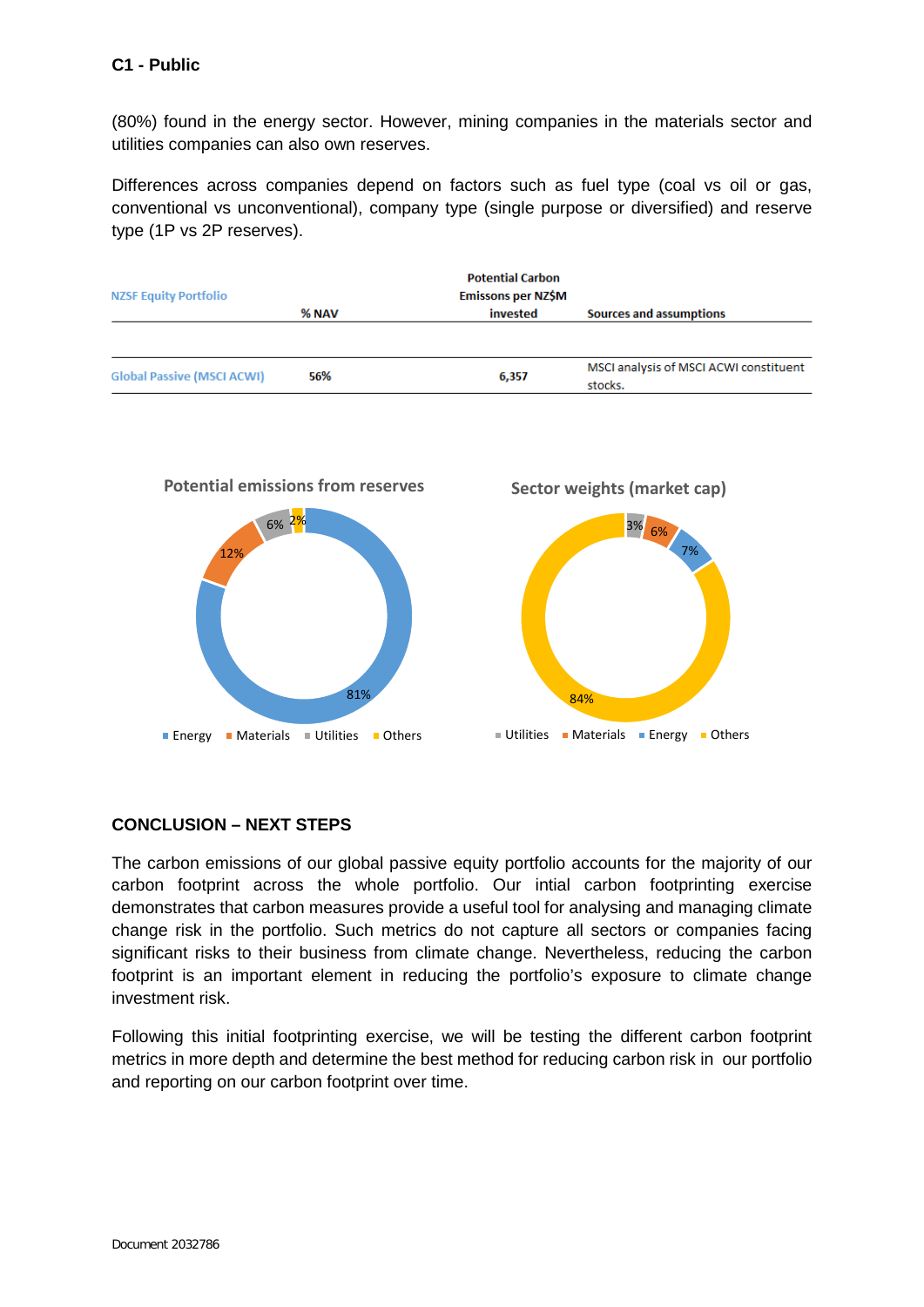(80%) found in the energy sector. However, mining companies in the materials sector and utilities companies can also own reserves.

Differences across companies depend on factors such as fuel type (coal vs oil or gas, conventional vs unconventional), company type (single purpose or diversified) and reserve type (1P vs 2P reserves).

| NZSF Equity Portfolio | % NAV | Potential Carbon Emissions per NZ$M invested | Sources and assumptions |
|---|---|---|---|
| Global Passive (MSCI ACWI) | 56% | 6,357 | MSCI analysis of MSCI ACWI constituent stocks. |

Potential emissions from reserves

6% 2%
12%
81%

Energy  Materials  Utilities  Others

Sector weights (market cap)

3% 6%
7%
84%

Utilities  Materials  Energy  Others

## CONCLUSION – NEXT STEPS

The carbon emissions of our global passive equity portfolio accounts for the majority of our carbon footprint across the whole portfolio. Our intial carbon footprinting exercise demonstrates that carbon measures provide a useful tool for analysing and managing climate change risk in the portfolio. Such metrics do not capture all sectors or companies facing significant risks to their business from climate change. Nevertheless, reducing the carbon footprint is an important element in reducing the portfolio's exposure to climate change investment risk.

Following this initial footprinting exercise, we will be testing the different carbon footprint metrics in more depth and determine the best method for reducing carbon risk in our portfolio and reporting on our carbon footprint over time.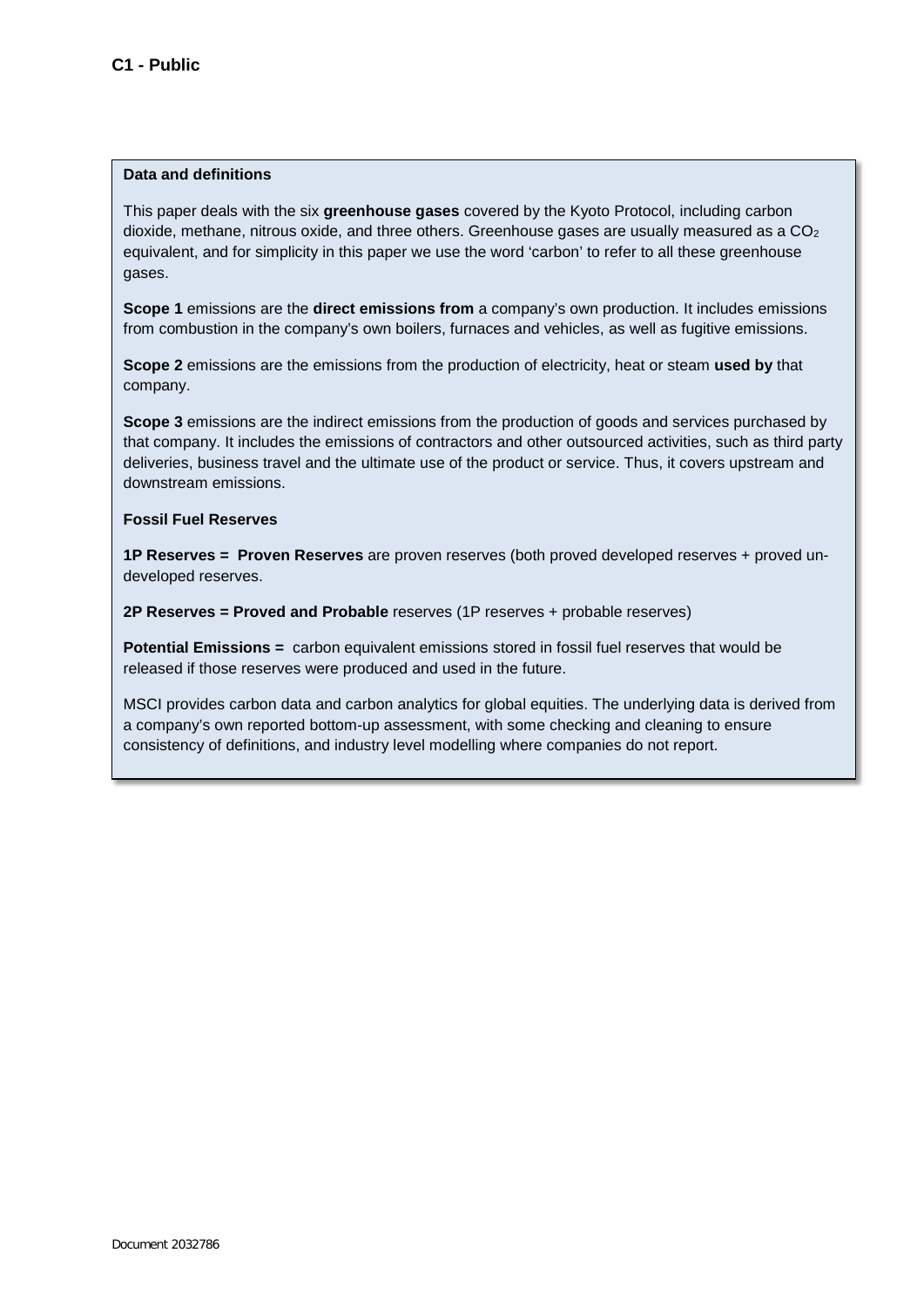**Data and definitions**

This paper deals with the six **greenhouse gases** covered by the Kyoto Protocol, including carbon dioxide, methane, nitrous oxide, and three others. Greenhouse gases are usually measured as a $CO_2$ equivalent, and for simplicity in this paper we use the word 'carbon' to refer to all these greenhouse gases.

**Scope 1** emissions are the **direct emissions from** a company's own production. It includes emissions from combustion in the company's own boilers, furnaces and vehicles, as well as fugitive emissions.

**Scope 2** emissions are the emissions from the production of electricity, heat or steam **used by** that company.

**Scope 3** emissions are the indirect emissions from the production of goods and services purchased by that company. It includes the emissions of contractors and other outsourced activities, such as third party deliveries, business travel and the ultimate use of the product or service. Thus, it covers upstream and downstream emissions.

**Fossil Fuel Reserves**

**1P Reserves = Proven Reserves** are proven reserves (both proved developed reserves + proved un-developed reserves.

**2P Reserves = Proved and Probable** reserves (1P reserves + probable reserves)

**Potential Emissions =** carbon equivalent emissions stored in fossil fuel reserves that would be released if those reserves were produced and used in the future.

MSCI provides carbon data and carbon analytics for global equities. The underlying data is derived from a company's own reported bottom-up assessment, with some checking and cleaning to ensure consistency of definitions, and industry level modelling where companies do not report.